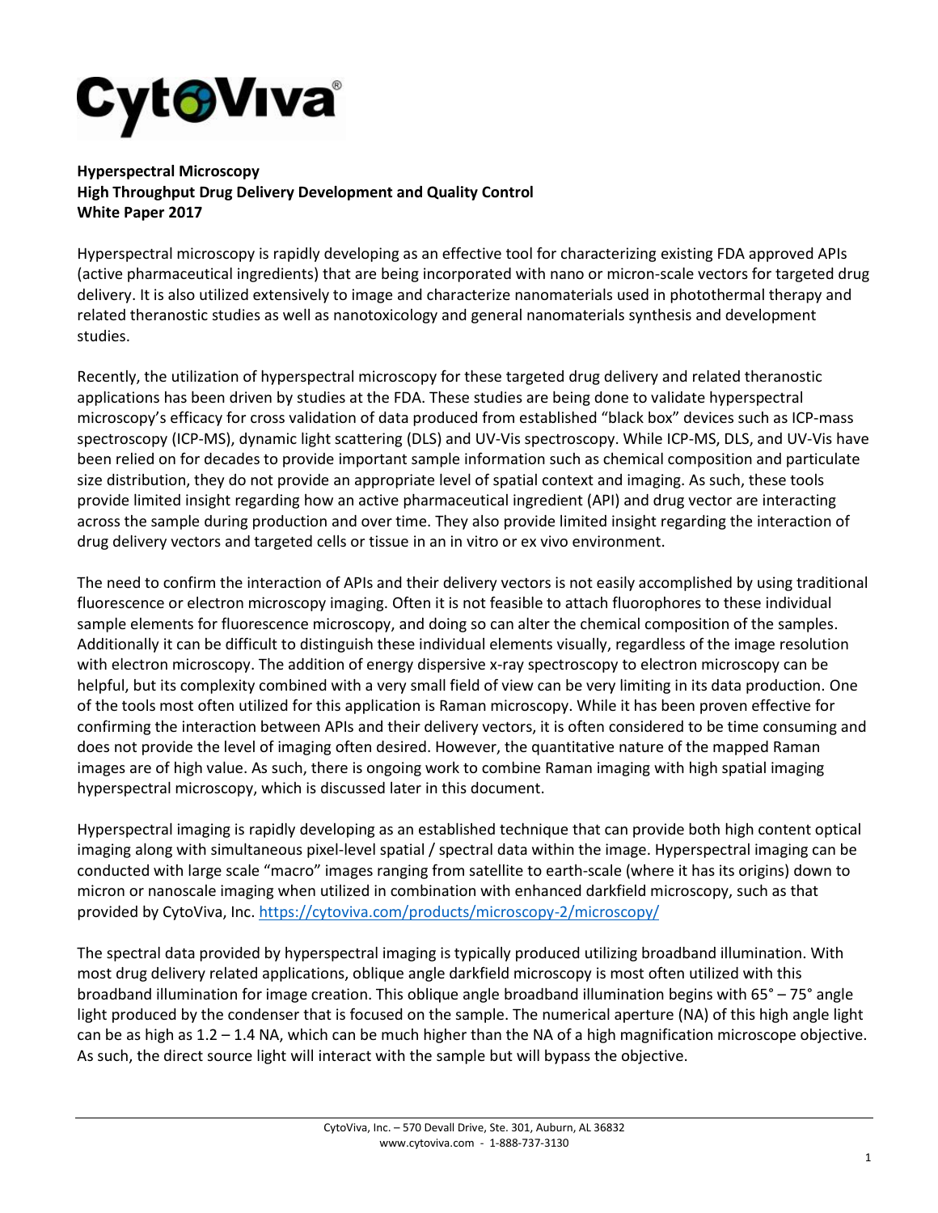CytoViva®

**Hyperspectral Microscopy**
**High Throughput Drug Delivery Development and Quality Control**
**White Paper 2017**

Hyperspectral microscopy is rapidly developing as an effective tool for characterizing existing FDA approved APIs (active pharmaceutical ingredients) that are being incorporated with nano or micron-scale vectors for targeted drug delivery. It is also utilized extensively to image and characterize nanomaterials used in photothermal therapy and related theranostic studies as well as nanotoxicology and general nanomaterials synthesis and development studies.

Recently, the utilization of hyperspectral microscopy for these targeted drug delivery and related theranostic applications has been driven by studies at the FDA. These studies are being done to validate hyperspectral microscopy's efficacy for cross validation of data produced from established "black box" devices such as ICP-mass spectroscopy (ICP-MS), dynamic light scattering (DLS) and UV-Vis spectroscopy. While ICP-MS, DLS, and UV-Vis have been relied on for decades to provide important sample information such as chemical composition and particulate size distribution, they do not provide an appropriate level of spatial context and imaging. As such, these tools provide limited insight regarding how an active pharmaceutical ingredient (API) and drug vector are interacting across the sample during production and over time. They also provide limited insight regarding the interaction of drug delivery vectors and targeted cells or tissue in an in vitro or ex vivo environment.

The need to confirm the interaction of APIs and their delivery vectors is not easily accomplished by using traditional fluorescence or electron microscopy imaging. Often it is not feasible to attach fluorophores to these individual sample elements for fluorescence microscopy, and doing so can alter the chemical composition of the samples. Additionally it can be difficult to distinguish these individual elements visually, regardless of the image resolution with electron microscopy. The addition of energy dispersive x-ray spectroscopy to electron microscopy can be helpful, but its complexity combined with a very small field of view can be very limiting in its data production. One of the tools most often utilized for this application is Raman microscopy. While it has been proven effective for confirming the interaction between APIs and their delivery vectors, it is often considered to be time consuming and does not provide the level of imaging often desired. However, the quantitative nature of the mapped Raman images are of high value. As such, there is ongoing work to combine Raman imaging with high spatial imaging hyperspectral microscopy, which is discussed later in this document.

Hyperspectral imaging is rapidly developing as an established technique that can provide both high content optical imaging along with simultaneous pixel-level spatial / spectral data within the image. Hyperspectral imaging can be conducted with large scale "macro" images ranging from satellite to earth-scale (where it has its origins) down to micron or nanoscale imaging when utilized in combination with enhanced darkfield microscopy, such as that provided by CytoViva, Inc. https://cytoviva.com/products/microscopy-2/microscopy/

The spectral data provided by hyperspectral imaging is typically produced utilizing broadband illumination. With most drug delivery related applications, oblique angle darkfield microscopy is most often utilized with this broadband illumination for image creation. This oblique angle broadband illumination begins with 65° – 75° angle light produced by the condenser that is focused on the sample. The numerical aperture (NA) of this high angle light can be as high as 1.2 – 1.4 NA, which can be much higher than the NA of a high magnification microscope objective. As such, the direct source light will interact with the sample but will bypass the objective.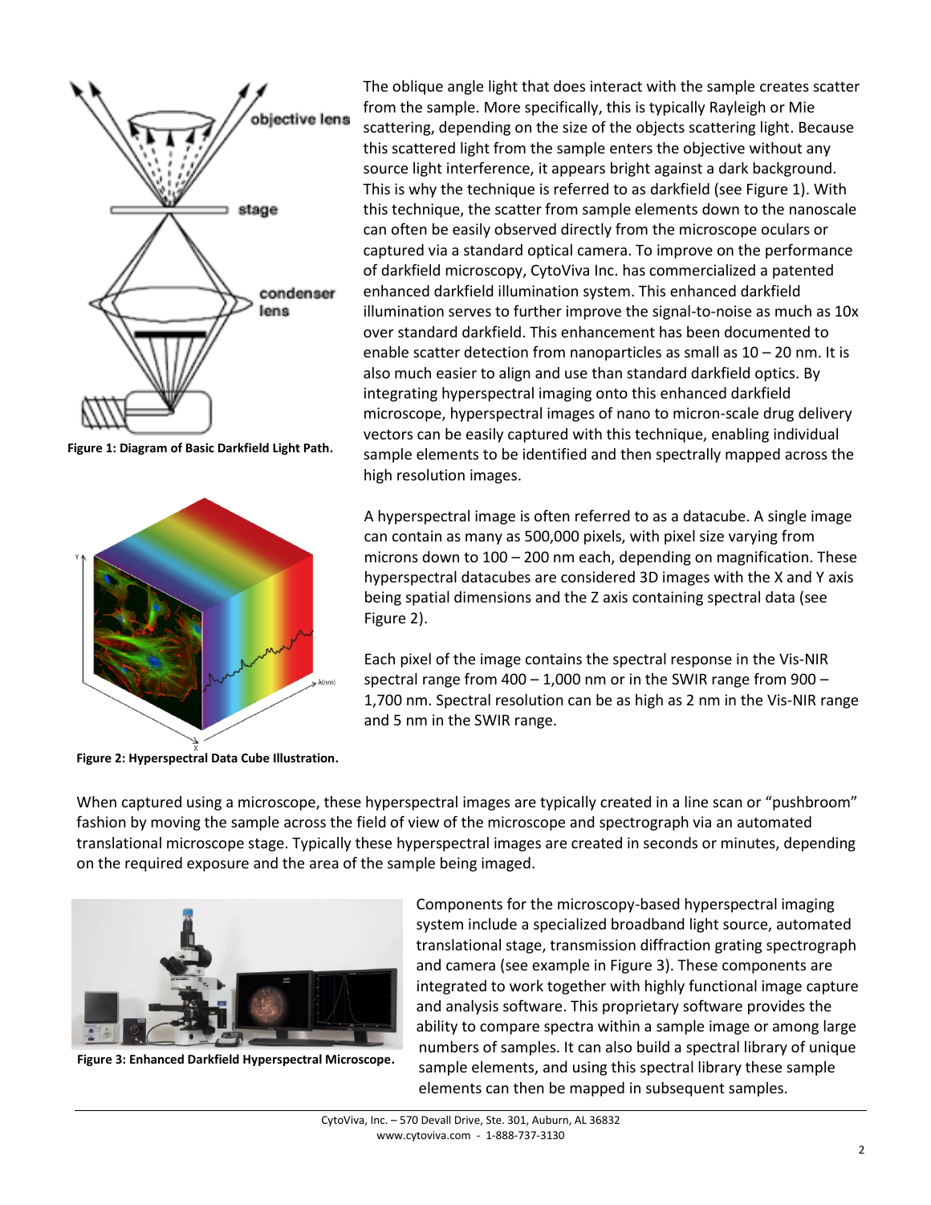The oblique angle light that does interact with the sample creates scatter from the sample. More specifically, this is typically Rayleigh or Mie scattering, depending on the size of the objects scattering light. Because this scattered light from the sample enters the objective without any source light interference, it appears bright against a dark background. This is why the technique is referred to as darkfield (see Figure 1). With this technique, the scatter from sample elements down to the nanoscale can often be easily observed directly from the microscope oculars or captured via a standard optical camera. To improve on the performance of darkfield microscopy, CytoViva Inc. has commercialized a patented enhanced darkfield illumination system. This enhanced darkfield illumination serves to further improve the signal-to-noise as much as 10x over standard darkfield. This enhancement has been documented to enable scatter detection from nanoparticles as small as 10 – 20 nm. It is also much easier to align and use than standard darkfield optics. By integrating hyperspectral imaging onto this enhanced darkfield microscope, hyperspectral images of nano to micron-scale drug delivery vectors can be easily captured with this technique, enabling individual sample elements to be identified and then spectrally mapped across the high resolution images.

**Figure 1: Diagram of Basic Darkfield Light Path.**

A hyperspectral image is often referred to as a datacube. A single image can contain as many as 500,000 pixels, with pixel size varying from microns down to 100 – 200 nm each, depending on magnification. These hyperspectral datacubes are considered 3D images with the X and Y axis being spatial dimensions and the Z axis containing spectral data (see Figure 2).

Each pixel of the image contains the spectral response in the Vis-NIR spectral range from 400 – 1,000 nm or in the SWIR range from 900 – 1,700 nm. Spectral resolution can be as high as 2 nm in the Vis-NIR range and 5 nm in the SWIR range.

**Figure 2: Hyperspectral Data Cube Illustration.**

When captured using a microscope, these hyperspectral images are typically created in a line scan or "pushbroom" fashion by moving the sample across the field of view of the microscope and spectrograph via an automated translational microscope stage. Typically these hyperspectral images are created in seconds or minutes, depending on the required exposure and the area of the sample being imaged.

Components for the microscopy-based hyperspectral imaging system include a specialized broadband light source, automated translational stage, transmission diffraction grating spectrograph and camera (see example in Figure 3). These components are integrated to work together with highly functional image capture and analysis software. This proprietary software provides the ability to compare spectra within a sample image or among large numbers of samples. It can also build a spectral library of unique sample elements, and using this spectral library these sample elements can then be mapped in subsequent samples.

**Figure 3: Enhanced Darkfield Hyperspectral Microscope.**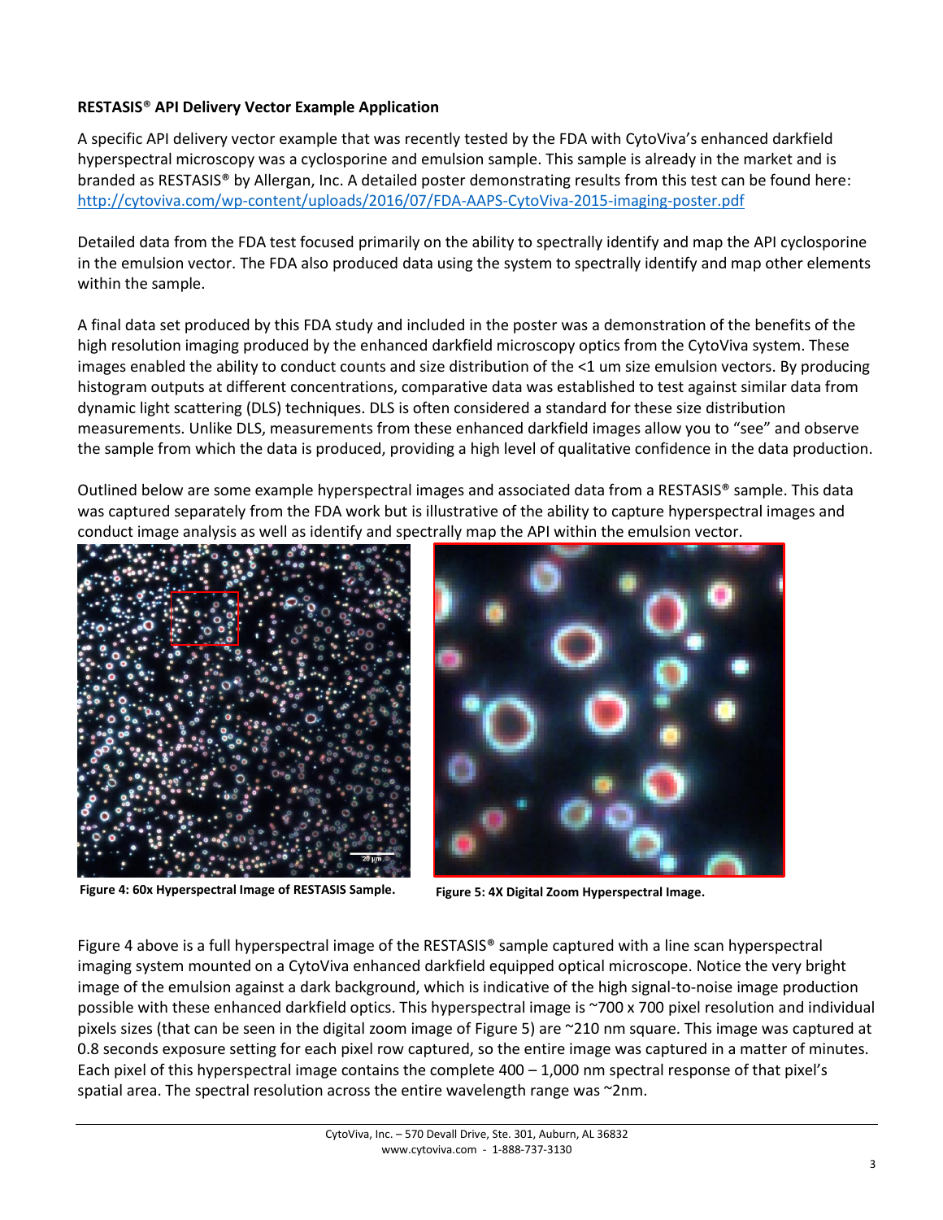**RESTASIS® API Delivery Vector Example Application**

A specific API delivery vector example that was recently tested by the FDA with CytoViva's enhanced darkfield hyperspectral microscopy was a cyclosporine and emulsion sample. This sample is already in the market and is branded as RESTASIS® by Allergan, Inc. A detailed poster demonstrating results from this test can be found here: http://cytoviva.com/wp-content/uploads/2016/07/FDA-AAPS-CytoViva-2015-imaging-poster.pdf

Detailed data from the FDA test focused primarily on the ability to spectrally identify and map the API cyclosporine in the emulsion vector. The FDA also produced data using the system to spectrally identify and map other elements within the sample.

A final data set produced by this FDA study and included in the poster was a demonstration of the benefits of the high resolution imaging produced by the enhanced darkfield microscopy optics from the CytoViva system. These images enabled the ability to conduct counts and size distribution of the <1 um size emulsion vectors. By producing histogram outputs at different concentrations, comparative data was established to test against similar data from dynamic light scattering (DLS) techniques. DLS is often considered a standard for these size distribution measurements. Unlike DLS, measurements from these enhanced darkfield images allow you to "see" and observe the sample from which the data is produced, providing a high level of qualitative confidence in the data production.

Outlined below are some example hyperspectral images and associated data from a RESTASIS® sample. This data was captured separately from the FDA work but is illustrative of the ability to capture hyperspectral images and conduct image analysis as well as identify and spectrally map the API within the emulsion vector.

**Figure 4: 60x Hyperspectral Image of RESTASIS Sample.**

**Figure 5: 4X Digital Zoom Hyperspectral Image.**

Figure 4 above is a full hyperspectral image of the RESTASIS® sample captured with a line scan hyperspectral imaging system mounted on a CytoViva enhanced darkfield equipped optical microscope. Notice the very bright image of the emulsion against a dark background, which is indicative of the high signal-to-noise image production possible with these enhanced darkfield optics. This hyperspectral image is ~700 x 700 pixel resolution and individual pixels sizes (that can be seen in the digital zoom image of Figure 5) are ~210 nm square. This image was captured at 0.8 seconds exposure setting for each pixel row captured, so the entire image was captured in a matter of minutes. Each pixel of this hyperspectral image contains the complete 400 – 1,000 nm spectral response of that pixel's spatial area. The spectral resolution across the entire wavelength range was ~2nm.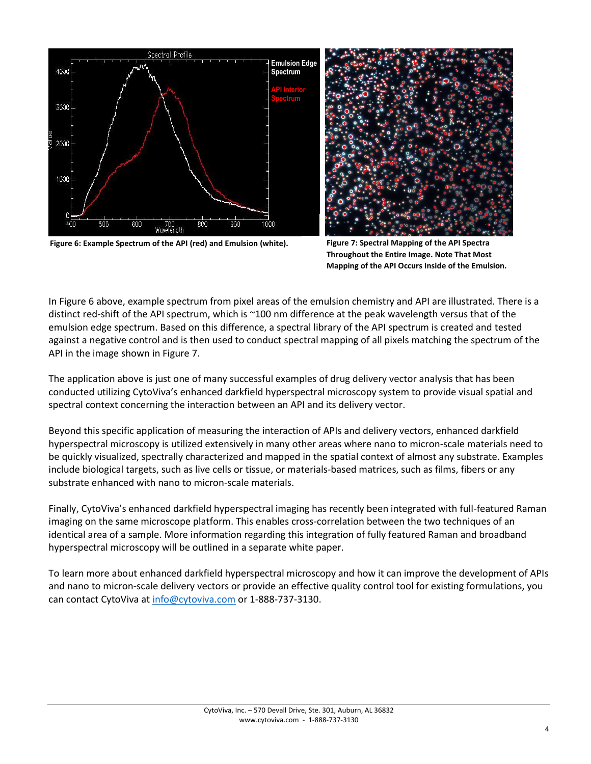Spectral Profile

Emulsion Edge Spectrum

API Interior Spectrum

4000

3000

2000

1000

0

Value

400 500 600 700 800 900 1000

Wavelength

**Figure 6: Example Spectrum of the API (red) and Emulsion (white).**

**Figure 7: Spectral Mapping of the API Spectra Throughout the Entire Image. Note That Most Mapping of the API Occurs Inside of the Emulsion.**

In Figure 6 above, example spectrum from pixel areas of the emulsion chemistry and API are illustrated. There is a distinct red-shift of the API spectrum, which is ~100 nm difference at the peak wavelength versus that of the emulsion edge spectrum. Based on this difference, a spectral library of the API spectrum is created and tested against a negative control and is then used to conduct spectral mapping of all pixels matching the spectrum of the API in the image shown in Figure 7.

The application above is just one of many successful examples of drug delivery vector analysis that has been conducted utilizing CytoViva's enhanced darkfield hyperspectral microscopy system to provide visual spatial and spectral context concerning the interaction between an API and its delivery vector.

Beyond this specific application of measuring the interaction of APIs and delivery vectors, enhanced darkfield hyperspectral microscopy is utilized extensively in many other areas where nano to micron-scale materials need to be quickly visualized, spectrally characterized and mapped in the spatial context of almost any substrate. Examples include biological targets, such as live cells or tissue, or materials-based matrices, such as films, fibers or any substrate enhanced with nano to micron-scale materials.

Finally, CytoViva's enhanced darkfield hyperspectral imaging has recently been integrated with full-featured Raman imaging on the same microscope platform. This enables cross-correlation between the two techniques of an identical area of a sample. More information regarding this integration of fully featured Raman and broadband hyperspectral microscopy will be outlined in a separate white paper.

To learn more about enhanced darkfield hyperspectral microscopy and how it can improve the development of APIs and nano to micron-scale delivery vectors or provide an effective quality control tool for existing formulations, you can contact CytoViva at info@cytoviva.com or 1-888-737-3130.